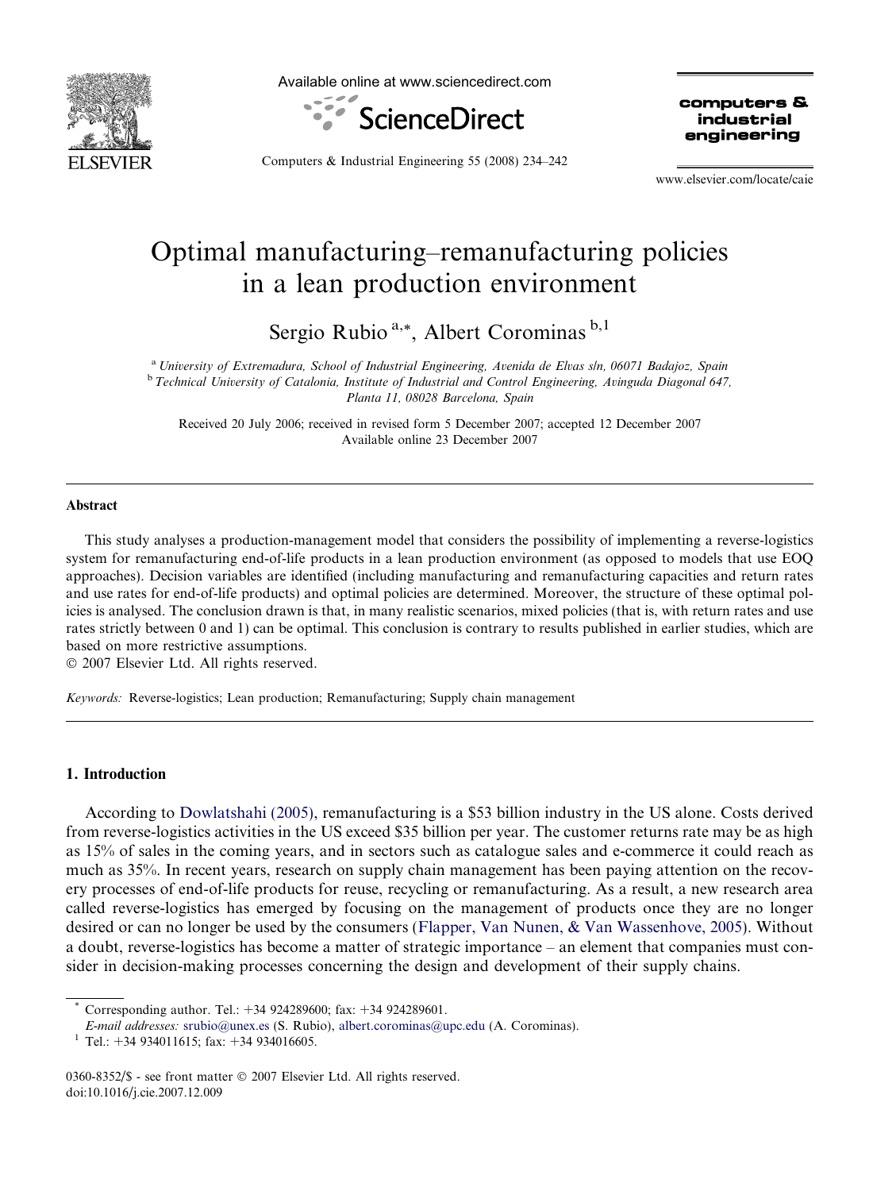# Optimal manufacturing–remanufacturing policies in a lean production environment

Sergio Rubio [a,*], Albert Corominas [b,1]

[a] *University of Extremadura, School of Industrial Engineering, Avenida de Elvas s/n, 06071 Badajoz, Spain*
[b] *Technical University of Catalonia, Institute of Industrial and Control Engineering, Avinguda Diagonal 647, Planta 11, 08028 Barcelona, Spain*

Received 20 July 2006; received in revised form 5 December 2007; accepted 12 December 2007
Available online 23 December 2007

## Abstract

This study analyses a production-management model that considers the possibility of implementing a reverse-logistics system for remanufacturing end-of-life products in a lean production environment (as opposed to models that use EOQ approaches). Decision variables are identified (including manufacturing and remanufacturing capacities and return rates and use rates for end-of-life products) and optimal policies are determined. Moreover, the structure of these optimal policies is analysed. The conclusion drawn is that, in many realistic scenarios, mixed policies (that is, with return rates and use rates strictly between 0 and 1) can be optimal. This conclusion is contrary to results published in earlier studies, which are based on more restrictive assumptions.

© 2007 Elsevier Ltd. All rights reserved.

*Keywords:* Reverse-logistics; Lean production; Remanufacturing; Supply chain management

## 1. Introduction

According to Dowlatshahi (2005), remanufacturing is a $53 billion industry in the US alone. Costs derived from reverse-logistics activities in the US exceed $35 billion per year. The customer returns rate may be as high as 15% of sales in the coming years, and in sectors such as catalogue sales and e-commerce it could reach as much as 35%. In recent years, research on supply chain management has been paying attention on the recovery processes of end-of-life products for reuse, recycling or remanufacturing. As a result, a new research area called reverse-logistics has emerged by focusing on the management of products once they are no longer desired or can no longer be used by the consumers (Flapper, Van Nunen, & Van Wassenhove, 2005). Without a doubt, reverse-logistics has become a matter of strategic importance – an element that companies must consider in decision-making processes concerning the design and development of their supply chains.

---

* Corresponding author. Tel.: +34 924289600; fax: +34 924289601.
*E-mail addresses:* srubio@unex.es (S. Rubio), albert.corominas@upc.edu (A. Corominas).
[1] Tel.: +34 934011615; fax: +34 934016605.

0360-8352/$ - see front matter © 2007 Elsevier Ltd. All rights reserved.
doi:10.1016/j.cie.2007.12.009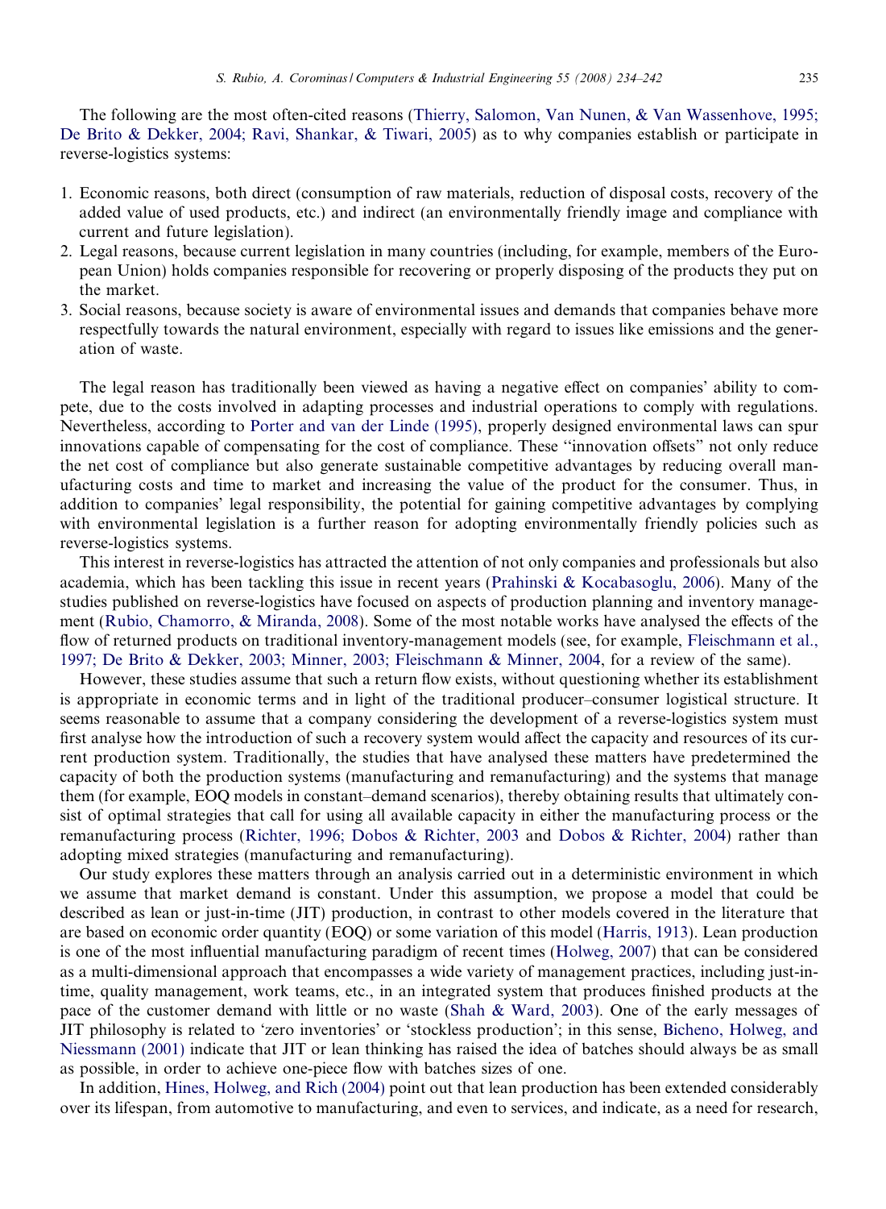The following are the most often-cited reasons (Thierry, Salomon, Van Nunen, & Van Wassenhove, 1995; De Brito & Dekker, 2004; Ravi, Shankar, & Tiwari, 2005) as to why companies establish or participate in reverse-logistics systems:

1. Economic reasons, both direct (consumption of raw materials, reduction of disposal costs, recovery of the added value of used products, etc.) and indirect (an environmentally friendly image and compliance with current and future legislation).
2. Legal reasons, because current legislation in many countries (including, for example, members of the European Union) holds companies responsible for recovering or properly disposing of the products they put on the market.
3. Social reasons, because society is aware of environmental issues and demands that companies behave more respectfully towards the natural environment, especially with regard to issues like emissions and the generation of waste.

The legal reason has traditionally been viewed as having a negative effect on companies' ability to compete, due to the costs involved in adapting processes and industrial operations to comply with regulations. Nevertheless, according to Porter and van der Linde (1995), properly designed environmental laws can spur innovations capable of compensating for the cost of compliance. These "innovation offsets" not only reduce the net cost of compliance but also generate sustainable competitive advantages by reducing overall manufacturing costs and time to market and increasing the value of the product for the consumer. Thus, in addition to companies' legal responsibility, the potential for gaining competitive advantages by complying with environmental legislation is a further reason for adopting environmentally friendly policies such as reverse-logistics systems.

This interest in reverse-logistics has attracted the attention of not only companies and professionals but also academia, which has been tackling this issue in recent years (Prahinski & Kocabasoglu, 2006). Many of the studies published on reverse-logistics have focused on aspects of production planning and inventory management (Rubio, Chamorro, & Miranda, 2008). Some of the most notable works have analysed the effects of the flow of returned products on traditional inventory-management models (see, for example, Fleischmann et al., 1997; De Brito & Dekker, 2003; Minner, 2003; Fleischmann & Minner, 2004, for a review of the same).

However, these studies assume that such a return flow exists, without questioning whether its establishment is appropriate in economic terms and in light of the traditional producer–consumer logistical structure. It seems reasonable to assume that a company considering the development of a reverse-logistics system must first analyse how the introduction of such a recovery system would affect the capacity and resources of its current production system. Traditionally, the studies that have analysed these matters have predetermined the capacity of both the production systems (manufacturing and remanufacturing) and the systems that manage them (for example, EOQ models in constant–demand scenarios), thereby obtaining results that ultimately consist of optimal strategies that call for using all available capacity in either the manufacturing process or the remanufacturing process (Richter, 1996; Dobos & Richter, 2003 and Dobos & Richter, 2004) rather than adopting mixed strategies (manufacturing and remanufacturing).

Our study explores these matters through an analysis carried out in a deterministic environment in which we assume that market demand is constant. Under this assumption, we propose a model that could be described as lean or just-in-time (JIT) production, in contrast to other models covered in the literature that are based on economic order quantity (EOQ) or some variation of this model (Harris, 1913). Lean production is one of the most influential manufacturing paradigm of recent times (Holweg, 2007) that can be considered as a multi-dimensional approach that encompasses a wide variety of management practices, including just-in-time, quality management, work teams, etc., in an integrated system that produces finished products at the pace of the customer demand with little or no waste (Shah & Ward, 2003). One of the early messages of JIT philosophy is related to 'zero inventories' or 'stockless production'; in this sense, Bicheno, Holweg, and Niessmann (2001) indicate that JIT or lean thinking has raised the idea of batches should always be as small as possible, in order to achieve one-piece flow with batches sizes of one.

In addition, Hines, Holweg, and Rich (2004) point out that lean production has been extended considerably over its lifespan, from automotive to manufacturing, and even to services, and indicate, as a need for research,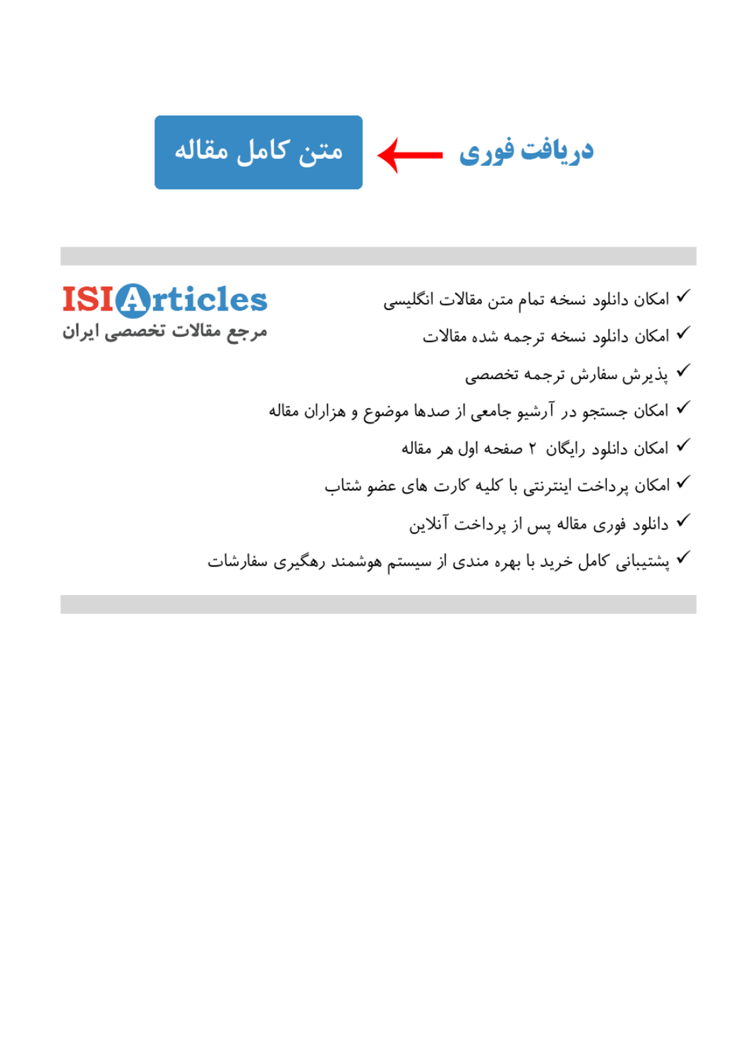دریافت فوری ← متن کامل مقاله

**ISIArticles**
مرجع مقالات تخصصی ایران

- ✓ امکان دانلود نسخه تمام متن مقالات انگلیسی
- ✓ امکان دانلود نسخه ترجمه شده مقالات
- ✓ پذیرش سفارش ترجمه تخصصی
- ✓ امکان جستجو در آرشیو جامعی از صدها موضوع و هزاران مقاله
- ✓ امکان دانلود رایگان ۲ صفحه اول هر مقاله
- ✓ امکان پرداخت اینترنتی با کلیه کارت های عضو شتاب
- ✓ دانلود فوری مقاله پس از پرداخت آنلاین
- ✓ پشتیبانی کامل خرید با بهره مندی از سیستم هوشمند رهگیری سفارشات